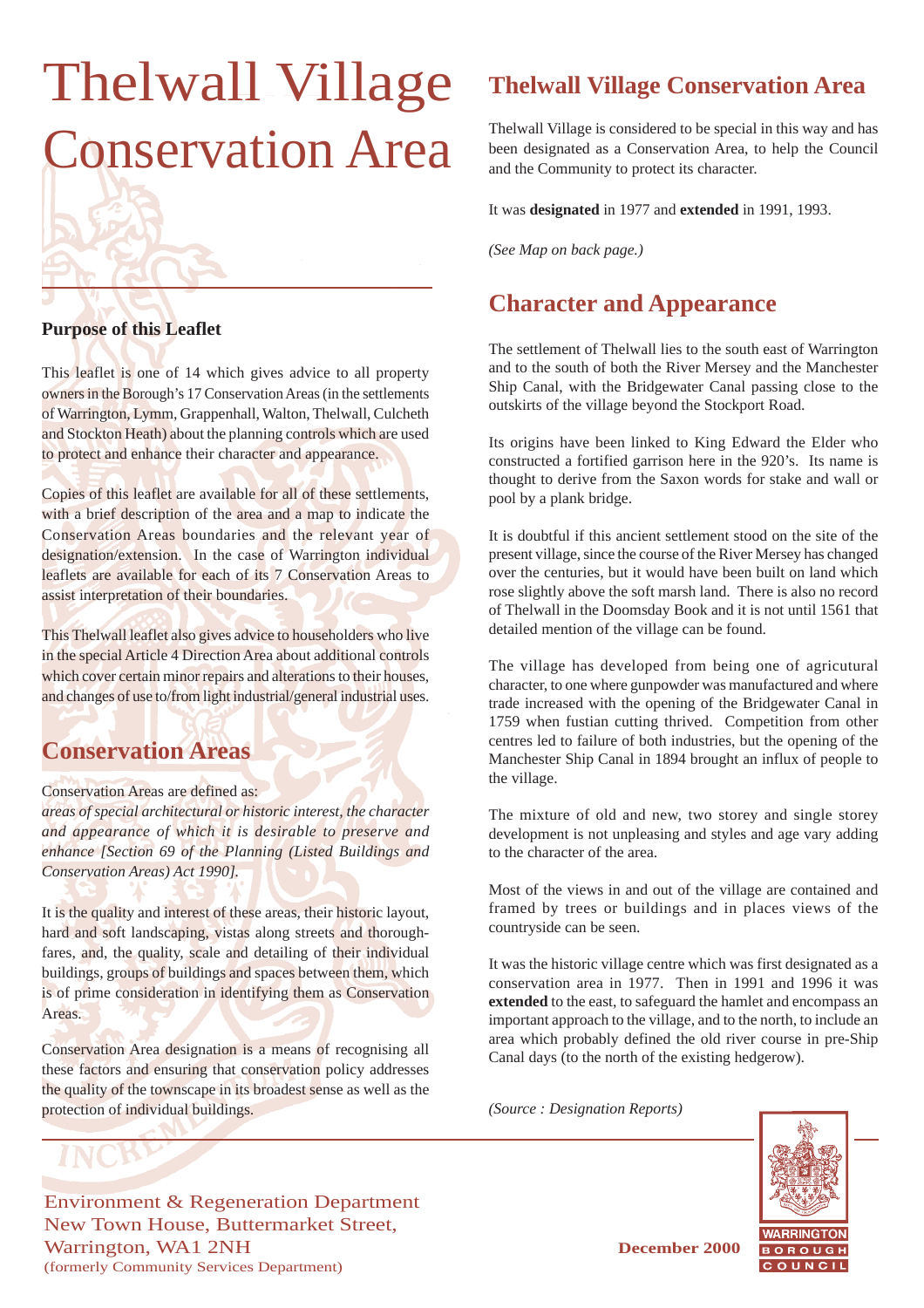# Thelwall Village Conservation Area

### Purpose of this Leaflet

This leaflet is one of 14 which gives advice to all property owners in the Borough's 17 Conservation Areas (in the settlements of Warrington, Lymm, Grappenhall, Walton, Thelwall, Culcheth and Stockton Heath) about the planning controls which are used to protect and enhance their character and appearance.

Copies of this leaflet are available for all of these settlements, with a brief description of the area and a map to indicate the Conservation Areas boundaries and the relevant year of designation/extension. In the case of Warrington individual leaflets are available for each of its 7 Conservation Areas to assist interpretation of their boundaries.

This Thelwall leaflet also gives advice to householders who live in the special Article 4 Direction Area about additional controls which cover certain minor repairs and alterations to their houses, and changes of use to/from light industrial/general industrial uses.

## Conservation Areas

Conservation Areas are defined as:
*areas of special architectural or historic interest, the character and appearance of which it is desirable to preserve and enhance [Section 69 of the Planning (Listed Buildings and Conservation Areas) Act 1990].*

It is the quality and interest of these areas, their historic layout, hard and soft landscaping, vistas along streets and thoroughfares, and, the quality, scale and detailing of their individual buildings, groups of buildings and spaces between them, which is of prime consideration in identifying them as Conservation Areas.

Conservation Area designation is a means of recognising all these factors and ensuring that conservation policy addresses the quality of the townscape in its broadest sense as well as the protection of individual buildings.

## Thelwall Village Conservation Area

Thelwall Village is considered to be special in this way and has been designated as a Conservation Area, to help the Council and the Community to protect its character.

It was **designated** in 1977 and **extended** in 1991, 1993.

*(See Map on back page.)*

## Character and Appearance

The settlement of Thelwall lies to the south east of Warrington and to the south of both the River Mersey and the Manchester Ship Canal, with the Bridgewater Canal passing close to the outskirts of the village beyond the Stockport Road.

Its origins have been linked to King Edward the Elder who constructed a fortified garrison here in the 920's. Its name is thought to derive from the Saxon words for stake and wall or pool by a plank bridge.

It is doubtful if this ancient settlement stood on the site of the present village, since the course of the River Mersey has changed over the centuries, but it would have been built on land which rose slightly above the soft marsh land. There is also no record of Thelwall in the Doomsday Book and it is not until 1561 that detailed mention of the village can be found.

The village has developed from being one of agricultural character, to one where gunpowder was manufactured and where trade increased with the opening of the Bridgewater Canal in 1759 when fustian cutting thrived. Competition from other centres led to failure of both industries, but the opening of the Manchester Ship Canal in 1894 brought an influx of people to the village.

The mixture of old and new, two storey and single storey development is not unpleasing and styles and age vary adding to the character of the area.

Most of the views in and out of the village are contained and framed by trees or buildings and in places views of the countryside can be seen.

It was the historic village centre which was first designated as a conservation area in 1977. Then in 1991 and 1996 it was **extended** to the east, to safeguard the hamlet and encompass an important approach to the village, and to the north, to include an area which probably defined the old river course in pre-Ship Canal days (to the north of the existing hedgerow).

*(Source : Designation Reports)*

Environment & Regeneration Department
New Town House, Buttermarket Street,
Warrington, WA1 2NH
(formerly Community Services Department)

**December 2000**

WARRINGTON BOROUGH COUNCIL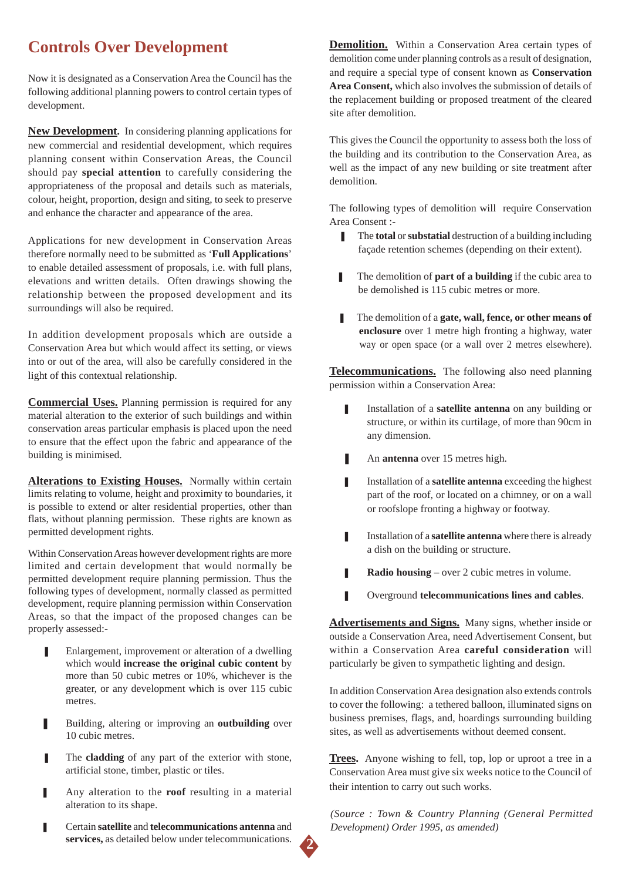# Controls Over Development

Now it is designated as a Conservation Area the Council has the following additional planning powers to control certain types of development.

**New Development.** In considering planning applications for new commercial and residential development, which requires planning consent within Conservation Areas, the Council should pay **special attention** to carefully considering the appropriateness of the proposal and details such as materials, colour, height, proportion, design and siting, to seek to preserve and enhance the character and appearance of the area.

Applications for new development in Conservation Areas therefore normally need to be submitted as '**Full Applications**' to enable detailed assessment of proposals, i.e. with full plans, elevations and written details. Often drawings showing the relationship between the proposed development and its surroundings will also be required.

In addition development proposals which are outside a Conservation Area but which would affect its setting, or views into or out of the area, will also be carefully considered in the light of this contextual relationship.

**Commercial Uses.** Planning permission is required for any material alteration to the exterior of such buildings and within conservation areas particular emphasis is placed upon the need to ensure that the effect upon the fabric and appearance of the building is minimised.

**Alterations to Existing Houses.** Normally within certain limits relating to volume, height and proximity to boundaries, it is possible to extend or alter residential properties, other than flats, without planning permission. These rights are known as permitted development rights.

Within Conservation Areas however development rights are more limited and certain development that would normally be permitted development require planning permission. Thus the following types of development, normally classed as permitted development, require planning permission within Conservation Areas, so that the impact of the proposed changes can be properly assessed:-

- Enlargement, improvement or alteration of a dwelling which would **increase the original cubic content** by more than 50 cubic metres or 10%, whichever is the greater, or any development which is over 115 cubic metres.
- Building, altering or improving an **outbuilding** over 10 cubic metres.
- The **cladding** of any part of the exterior with stone, artificial stone, timber, plastic or tiles.
- Any alteration to the **roof** resulting in a material alteration to its shape.
- Certain **satellite** and **telecommunications antenna** and **services,** as detailed below under telecommunications.

**Demolition.** Within a Conservation Area certain types of demolition come under planning controls as a result of designation, and require a special type of consent known as **Conservation Area Consent,** which also involves the submission of details of the replacement building or proposed treatment of the cleared site after demolition.

This gives the Council the opportunity to assess both the loss of the building and its contribution to the Conservation Area, as well as the impact of any new building or site treatment after demolition.

The following types of demolition will require Conservation Area Consent :-

- The **total** or **substatial** destruction of a building including façade retention schemes (depending on their extent).
- The demolition of **part of a building** if the cubic area to be demolished is 115 cubic metres or more.
- The demolition of a **gate, wall, fence, or other means of enclosure** over 1 metre high fronting a highway, water way or open space (or a wall over 2 metres elsewhere).

**Telecommunications.** The following also need planning permission within a Conservation Area:

- Installation of a **satellite antenna** on any building or structure, or within its curtilage, of more than 90cm in any dimension.
- An **antenna** over 15 metres high.
- Installation of a **satellite antenna** exceeding the highest part of the roof, or located on a chimney, or on a wall or roofslope fronting a highway or footway.
- Installation of a **satellite antenna** where there is already a dish on the building or structure.
- **Radio housing** – over 2 cubic metres in volume.
- Overground **telecommunications lines and cables**.

**Advertisements and Signs.** Many signs, whether inside or outside a Conservation Area, need Advertisement Consent, but within a Conservation Area **careful consideration** will particularly be given to sympathetic lighting and design.

In addition Conservation Area designation also extends controls to cover the following: a tethered balloon, illuminated signs on business premises, flags, and, hoardings surrounding building sites, as well as advertisements without deemed consent.

**Trees.** Anyone wishing to fell, top, lop or uproot a tree in a Conservation Area must give six weeks notice to the Council of their intention to carry out such works.

*(Source : Town & Country Planning (General Permitted Development) Order 1995, as amended)*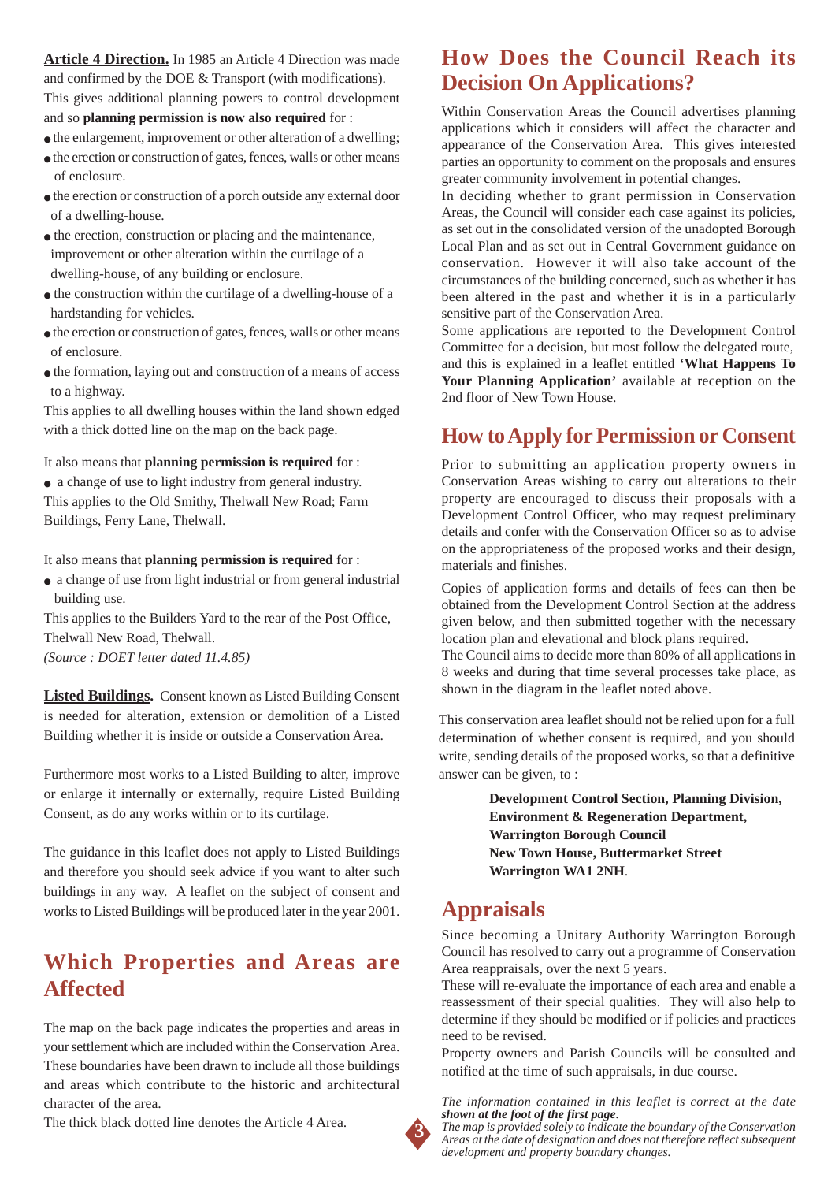**Article 4 Direction.** In 1985 an Article 4 Direction was made and confirmed by the DOE & Transport (with modifications). This gives additional planning powers to control development and so **planning permission is now also required** for :

- the enlargement, improvement or other alteration of a dwelling;
- the erection or construction of gates, fences, walls or other means of enclosure.
- the erection or construction of a porch outside any external door of a dwelling-house.
- the erection, construction or placing and the maintenance, improvement or other alteration within the curtilage of a dwelling-house, of any building or enclosure.
- the construction within the curtilage of a dwelling-house of a hardstanding for vehicles.
- the erection or construction of gates, fences, walls or other means of enclosure.
- the formation, laying out and construction of a means of access to a highway.

This applies to all dwelling houses within the land shown edged with a thick dotted line on the map on the back page.

It also means that **planning permission is required** for :

- a change of use to light industry from general industry.

This applies to the Old Smithy, Thelwall New Road; Farm Buildings, Ferry Lane, Thelwall.

It also means that **planning permission is required** for :

- a change of use from light industrial or from general industrial building use.

This applies to the Builders Yard to the rear of the Post Office, Thelwall New Road, Thelwall.

*(Source : DOET letter dated 11.4.85)*

**Listed Buildings.** Consent known as Listed Building Consent is needed for alteration, extension or demolition of a Listed Building whether it is inside or outside a Conservation Area.

Furthermore most works to a Listed Building to alter, improve or enlarge it internally or externally, require Listed Building Consent, as do any works within or to its curtilage.

The guidance in this leaflet does not apply to Listed Buildings and therefore you should seek advice if you want to alter such buildings in any way. A leaflet on the subject of consent and works to Listed Buildings will be produced later in the year 2001.

## Which Properties and Areas are Affected

The map on the back page indicates the properties and areas in your settlement which are included within the Conservation Area. These boundaries have been drawn to include all those buildings and areas which contribute to the historic and architectural character of the area.

The thick black dotted line denotes the Article 4 Area.

## How Does the Council Reach its Decision On Applications?

Within Conservation Areas the Council advertises planning applications which it considers will affect the character and appearance of the Conservation Area. This gives interested parties an opportunity to comment on the proposals and ensures greater community involvement in potential changes.

In deciding whether to grant permission in Conservation Areas, the Council will consider each case against its policies, as set out in the consolidated version of the unadopted Borough Local Plan and as set out in Central Government guidance on conservation. However it will also take account of the circumstances of the building concerned, such as whether it has been altered in the past and whether it is in a particularly sensitive part of the Conservation Area.

Some applications are reported to the Development Control Committee for a decision, but most follow the delegated route, and this is explained in a leaflet entitled **'What Happens To Your Planning Application'** available at reception on the 2nd floor of New Town House.

## How to Apply for Permission or Consent

Prior to submitting an application property owners in Conservation Areas wishing to carry out alterations to their property are encouraged to discuss their proposals with a Development Control Officer, who may request preliminary details and confer with the Conservation Officer so as to advise on the appropriateness of the proposed works and their design, materials and finishes.

Copies of application forms and details of fees can then be obtained from the Development Control Section at the address given below, and then submitted together with the necessary location plan and elevational and block plans required.

The Council aims to decide more than 80% of all applications in 8 weeks and during that time several processes take place, as shown in the diagram in the leaflet noted above.

This conservation area leaflet should not be relied upon for a full determination of whether consent is required, and you should write, sending details of the proposed works, so that a definitive answer can be given, to :

**Development Control Section, Planning Division,**
**Environment & Regeneration Department,**
**Warrington Borough Council**
**New Town House, Buttermarket Street**
**Warrington WA1 2NH**.

## Appraisals

Since becoming a Unitary Authority Warrington Borough Council has resolved to carry out a programme of Conservation Area reappraisals, over the next 5 years.

These will re-evaluate the importance of each area and enable a reassessment of their special qualities. They will also help to determine if they should be modified or if policies and practices need to be revised.

Property owners and Parish Councils will be consulted and notified at the time of such appraisals, in due course.

*The information contained in this leaflet is correct at the date* ***shown at the foot of the first page****.*
*The map is provided solely to indicate the boundary of the Conservation Areas at the date of designation and does not therefore reflect subsequent development and property boundary changes.*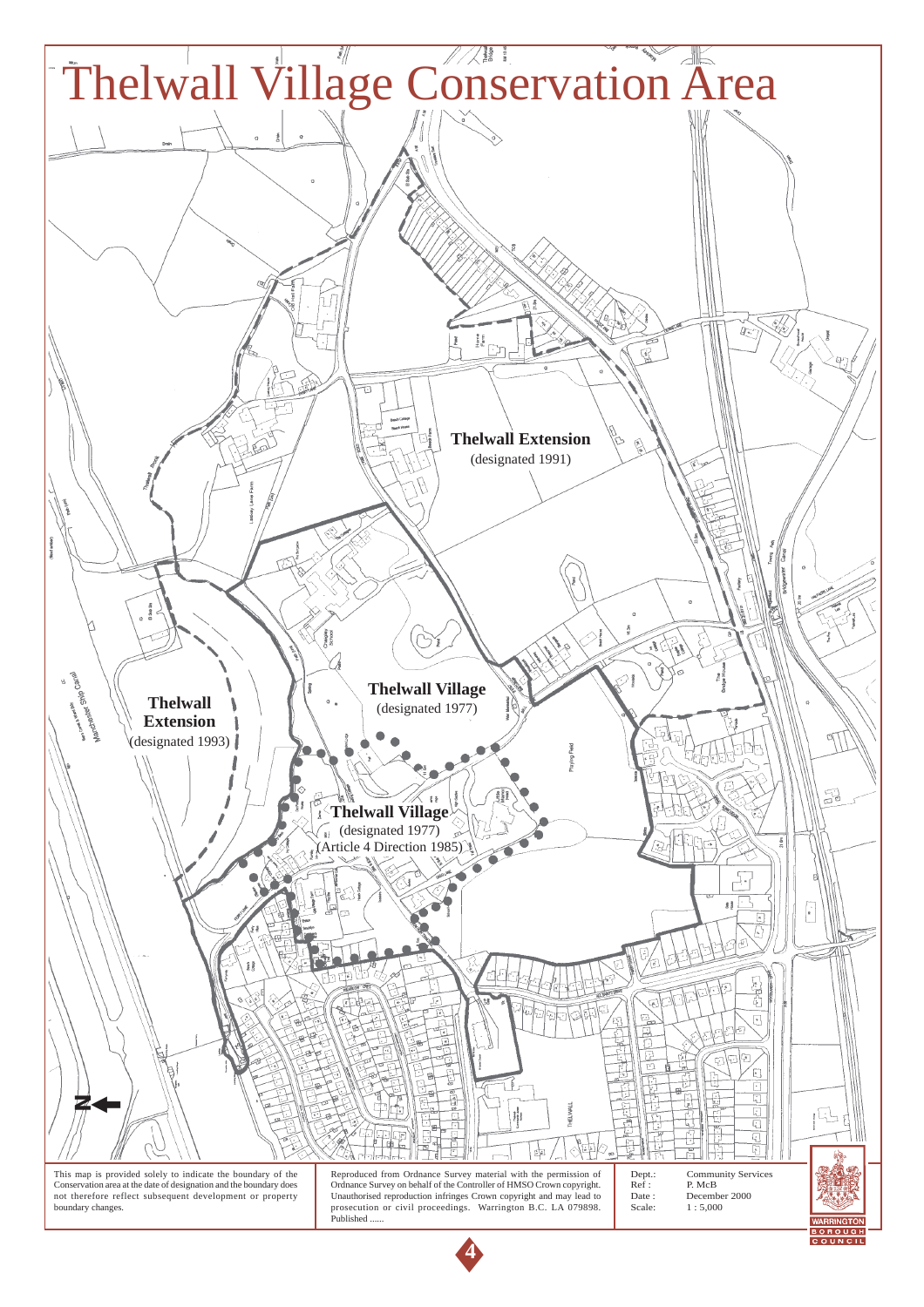# Thelwall Village Conservation Area

**Thelwall Extension**
(designated 1991)

**Thelwall Village**
(designated 1977)

**Thelwall Extension**
(designated 1993)

**Thelwall Village**
(designated 1977)
(Article 4 Direction 1985)

This map is provided solely to indicate the boundary of the Conservation area at the date of designation and the boundary does not therefore reflect subsequent development or property boundary changes.

Reproduced from Ordnance Survey material with the permission of Ordnance Survey on behalf of the Controller of HMSO Crown copyright. Unauthorised reproduction infringes Crown copyright and may lead to prosecution or civil proceedings. Warrington B.C. LA 079898. Published ......

Dept.: Community Services
Ref : P. McB
Date : December 2000
Scale: 1 : 5,000

WARRINGTON BOROUGH COUNCIL